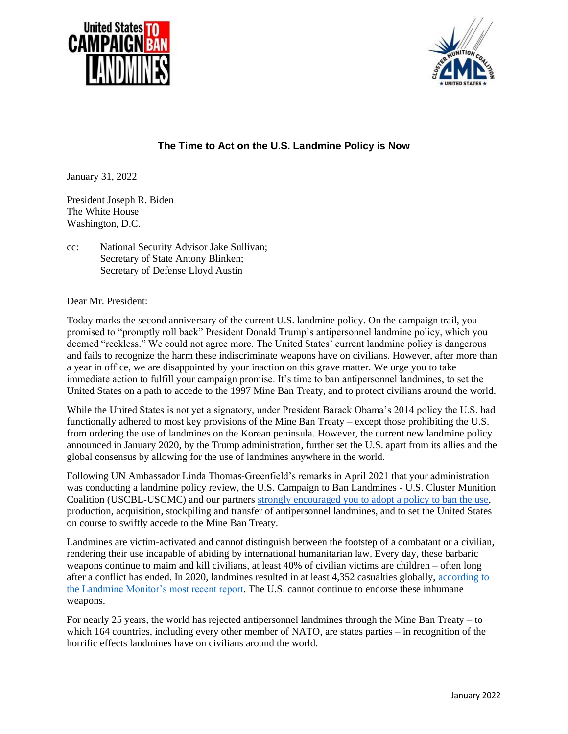# The Time to Act on the U.S. Landmine Policy is Now

January 31, 2022

President Joseph R. Biden
The White House
Washington, D.C.

cc: National Security Advisor Jake Sullivan;
Secretary of State Antony Blinken;
Secretary of Defense Lloyd Austin

Dear Mr. President:

Today marks the second anniversary of the current U.S. landmine policy. On the campaign trail, you promised to "promptly roll back" President Donald Trump's antipersonnel landmine policy, which you deemed "reckless." We could not agree more. The United States' current landmine policy is dangerous and fails to recognize the harm these indiscriminate weapons have on civilians. However, after more than a year in office, we are disappointed by your inaction on this grave matter. We urge you to take immediate action to fulfill your campaign promise. It's time to ban antipersonnel landmines, to set the United States on a path to accede to the 1997 Mine Ban Treaty, and to protect civilians around the world.

While the United States is not yet a signatory, under President Barack Obama's 2014 policy the U.S. had functionally adhered to most key provisions of the Mine Ban Treaty – except those prohibiting the U.S. from ordering the use of landmines on the Korean peninsula. However, the current new landmine policy announced in January 2020, by the Trump administration, further set the U.S. apart from its allies and the global consensus by allowing for the use of landmines anywhere in the world.

Following UN Ambassador Linda Thomas-Greenfield's remarks in April 2021 that your administration was conducting a landmine policy review, the U.S. Campaign to Ban Landmines - U.S. Cluster Munition Coalition (USCBL-USCMC) and our partners strongly encouraged you to adopt a policy to ban the use, production, acquisition, stockpiling and transfer of antipersonnel landmines, and to set the United States on course to swiftly accede to the Mine Ban Treaty.

Landmines are victim-activated and cannot distinguish between the footstep of a combatant or a civilian, rendering their use incapable of abiding by international humanitarian law. Every day, these barbaric weapons continue to maim and kill civilians, at least 40% of civilian victims are children – often long after a conflict has ended. In 2020, landmines resulted in at least 4,352 casualties globally, according to the Landmine Monitor's most recent report. The U.S. cannot continue to endorse these inhumane weapons.

For nearly 25 years, the world has rejected antipersonnel landmines through the Mine Ban Treaty – to which 164 countries, including every other member of NATO, are states parties – in recognition of the horrific effects landmines have on civilians around the world.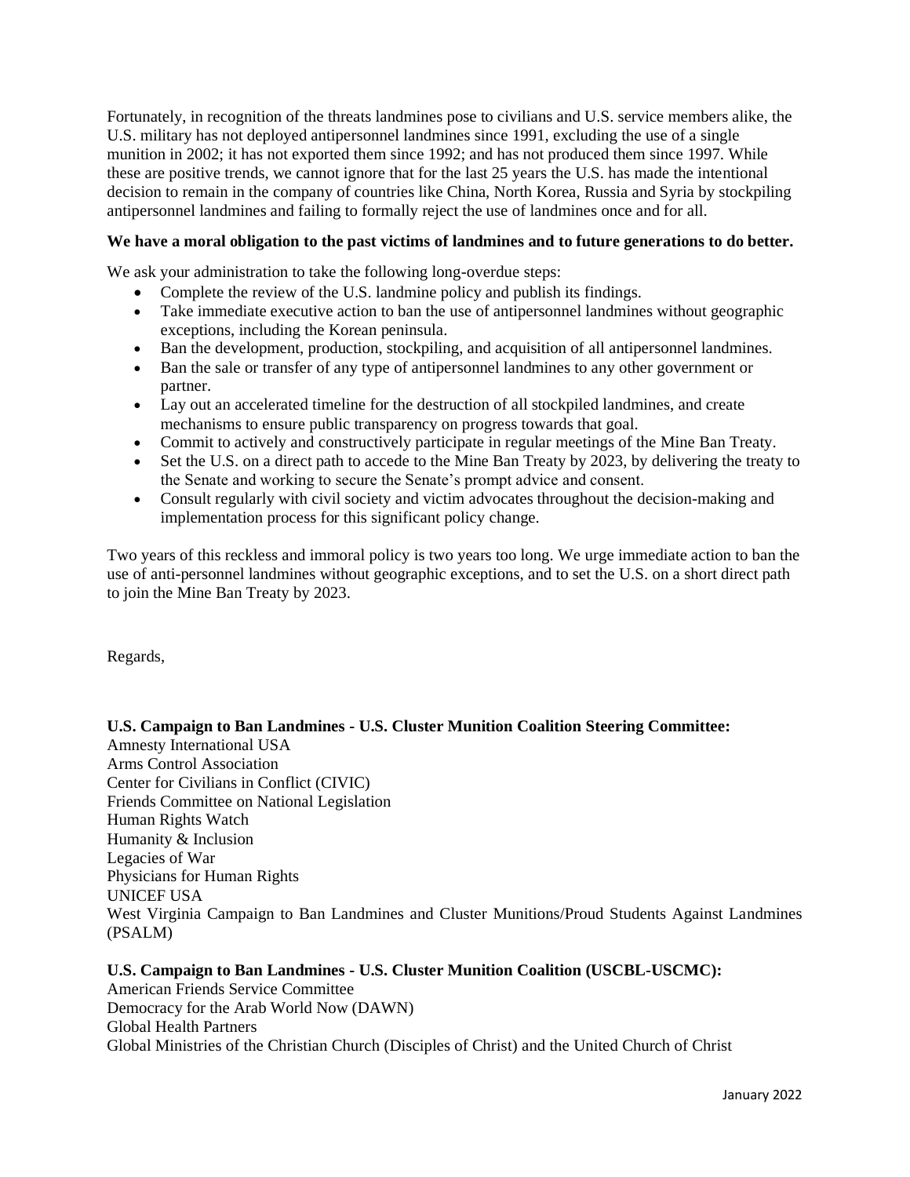Fortunately, in recognition of the threats landmines pose to civilians and U.S. service members alike, the U.S. military has not deployed antipersonnel landmines since 1991, excluding the use of a single munition in 2002; it has not exported them since 1992; and has not produced them since 1997. While these are positive trends, we cannot ignore that for the last 25 years the U.S. has made the intentional decision to remain in the company of countries like China, North Korea, Russia and Syria by stockpiling antipersonnel landmines and failing to formally reject the use of landmines once and for all.

**We have a moral obligation to the past victims of landmines and to future generations to do better.**

We ask your administration to take the following long-overdue steps:

- Complete the review of the U.S. landmine policy and publish its findings.
- Take immediate executive action to ban the use of antipersonnel landmines without geographic exceptions, including the Korean peninsula.
- Ban the development, production, stockpiling, and acquisition of all antipersonnel landmines.
- Ban the sale or transfer of any type of antipersonnel landmines to any other government or partner.
- Lay out an accelerated timeline for the destruction of all stockpiled landmines, and create mechanisms to ensure public transparency on progress towards that goal.
- Commit to actively and constructively participate in regular meetings of the Mine Ban Treaty.
- Set the U.S. on a direct path to accede to the Mine Ban Treaty by 2023, by delivering the treaty to the Senate and working to secure the Senate's prompt advice and consent.
- Consult regularly with civil society and victim advocates throughout the decision-making and implementation process for this significant policy change.

Two years of this reckless and immoral policy is two years too long. We urge immediate action to ban the use of anti-personnel landmines without geographic exceptions, and to set the U.S. on a short direct path to join the Mine Ban Treaty by 2023.

Regards,

**U.S. Campaign to Ban Landmines - U.S. Cluster Munition Coalition Steering Committee:**

Amnesty International USA
Arms Control Association
Center for Civilians in Conflict (CIVIC)
Friends Committee on National Legislation
Human Rights Watch
Humanity & Inclusion
Legacies of War
Physicians for Human Rights
UNICEF USA
West Virginia Campaign to Ban Landmines and Cluster Munitions/Proud Students Against Landmines (PSALM)

**U.S. Campaign to Ban Landmines - U.S. Cluster Munition Coalition (USCBL-USCMC):**

American Friends Service Committee
Democracy for the Arab World Now (DAWN)
Global Health Partners
Global Ministries of the Christian Church (Disciples of Christ) and the United Church of Christ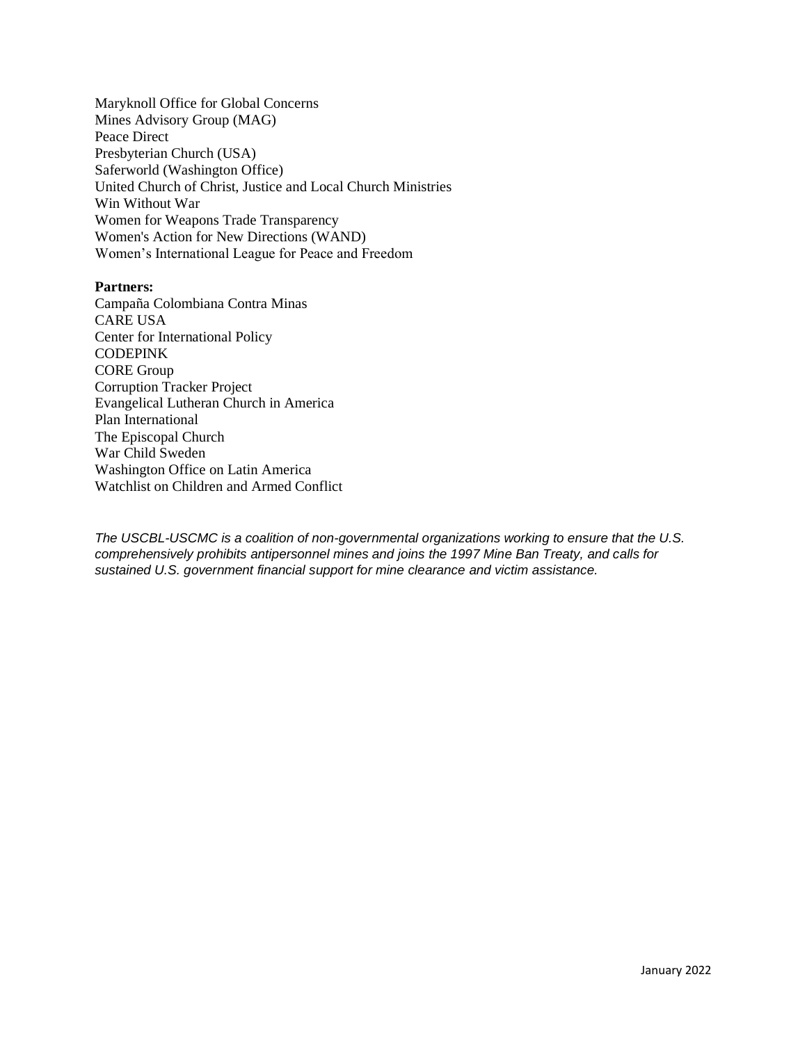Maryknoll Office for Global Concerns
Mines Advisory Group (MAG)
Peace Direct
Presbyterian Church (USA)
Saferworld (Washington Office)
United Church of Christ, Justice and Local Church Ministries
Win Without War
Women for Weapons Trade Transparency
Women's Action for New Directions (WAND)
Women's International League for Peace and Freedom

**Partners:**
Campaña Colombiana Contra Minas
CARE USA
Center for International Policy
CODEPINK
CORE Group
Corruption Tracker Project
Evangelical Lutheran Church in America
Plan International
The Episcopal Church
War Child Sweden
Washington Office on Latin America
Watchlist on Children and Armed Conflict

*The USCBL-USCMC is a coalition of non-governmental organizations working to ensure that the U.S. comprehensively prohibits antipersonnel mines and joins the 1997 Mine Ban Treaty, and calls for sustained U.S. government financial support for mine clearance and victim assistance.*

January 2022